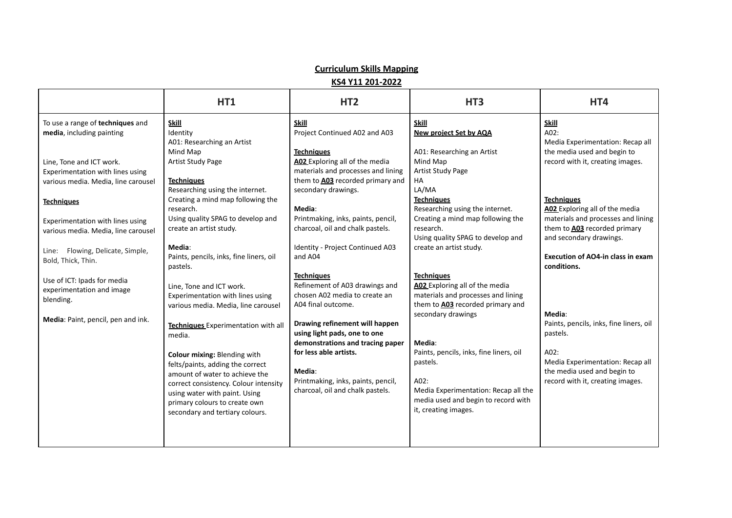## Curriculum Skills Mapping

## KS4 Y11 201-2022

| | HT1 | HT2 | HT3 | HT4 |
|---|---|---|---|---|
| To use a range of **techniques** and **media**, including painting<br><br>Line, Tone and ICT work. Experimentation with lines using various media. Media, line carousel<br><br>**Techniques**<br><br>Experimentation with lines using various media. Media, line carousel<br><br>Line: Flowing, Delicate, Simple, Bold, Thick, Thin.<br><br>Use of ICT: Ipads for media experimentation and image blending.<br><br>**Media**: Paint, pencil, pen and ink. | **Skill**<br>Identity<br>A01: Researching an Artist<br>Mind Map<br>Artist Study Page<br><br>**Techniques**<br>Researching using the internet. Creating a mind map following the research.<br>Using quality SPAG to develop and create an artist study.<br><br>**Media**:<br>Paints, pencils, inks, fine liners, oil pastels.<br><br>Line, Tone and ICT work. Experimentation with lines using various media. Media, line carousel<br><br>**Techniques** Experimentation with all media.<br><br>**Colour mixing:** Blending with felts/paints, adding the correct amount of water to achieve the correct consistency. Colour intensity using water with paint. Using primary colours to create own secondary and tertiary colours. | **Skill**<br>Project Continued A02 and A03<br><br>**Techniques**<br>**A02** Exploring all of the media materials and processes and lining them to **A03** recorded primary and secondary drawings.<br><br>**Media**:<br>Printmaking, inks, paints, pencil, charcoal, oil and chalk pastels.<br><br>Identity - Project Continued A03 and A04<br><br>**Techniques**<br>Refinement of A03 drawings and chosen A02 media to create an A04 final outcome.<br><br>**Drawing refinement will happen using light pads, one to one demonstrations and tracing paper for less able artists.**<br><br>**Media**:<br>Printmaking, inks, paints, pencil, charcoal, oil and chalk pastels. | **Skill**<br>**New project Set by AQA**<br><br>A01: Researching an Artist<br>Mind Map<br>Artist Study Page<br>HA<br>LA/MA<br>**Techniques**<br>Researching using the internet. Creating a mind map following the research.<br>Using quality SPAG to develop and create an artist study.<br><br>**Techniques**<br>**A02** Exploring all of the media materials and processes and lining them to **A03** recorded primary and secondary drawings<br><br>**Media**:<br>Paints, pencils, inks, fine liners, oil pastels.<br><br>A02:<br>Media Experimentation: Recap all the media used and begin to record with it, creating images. | **Skill**<br>A02:<br>Media Experimentation: Recap all the media used and begin to record with it, creating images.<br><br>**Techniques**<br>**A02** Exploring all of the media materials and processes and lining them to **A03** recorded primary and secondary drawings.<br><br>**Execution of AO4-in class in exam conditions.**<br><br>**Media**:<br>Paints, pencils, inks, fine liners, oil pastels.<br><br>A02:<br>Media Experimentation: Recap all the media used and begin to record with it, creating images. |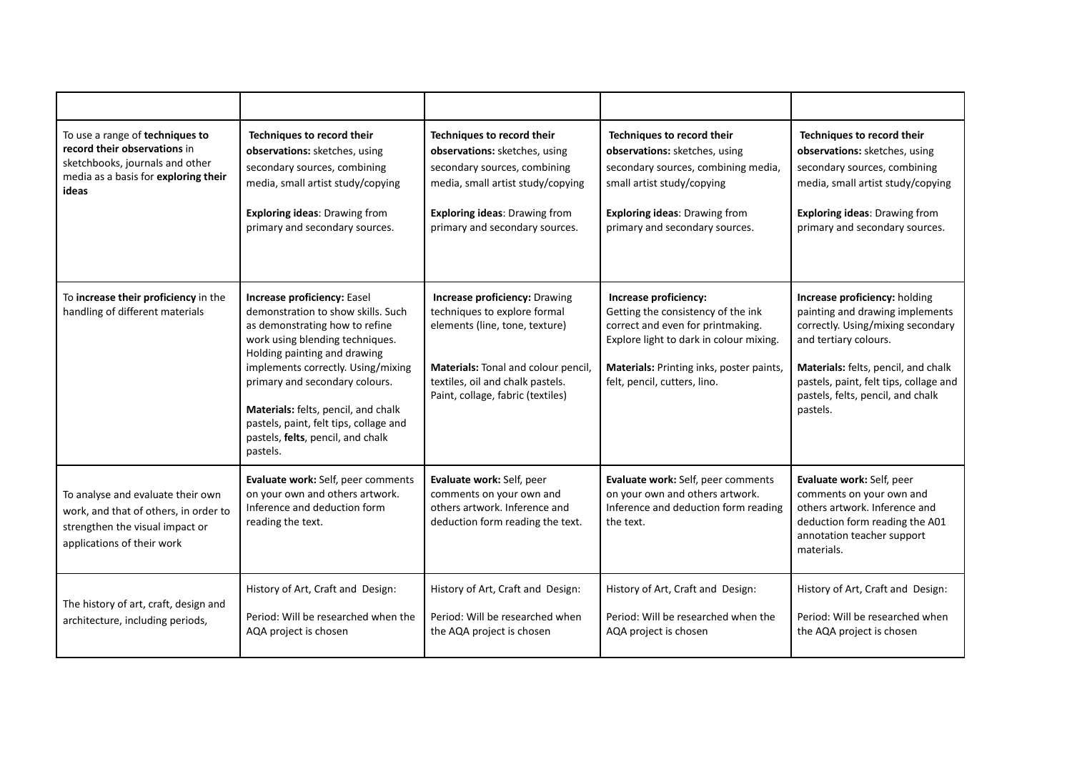| | | | | |
|---|---|---|---|---|
| To use a range of **techniques to record their observations** in sketchbooks, journals and other media as a basis for **exploring their ideas** | **Techniques to record their observations:** sketches, using secondary sources, combining media, small artist study/copying<br><br>**Exploring ideas**: Drawing from primary and secondary sources. | **Techniques to record their observations:** sketches, using secondary sources, combining media, small artist study/copying<br><br>**Exploring ideas**: Drawing from primary and secondary sources. | **Techniques to record their observations:** sketches, using secondary sources, combining media, small artist study/copying<br><br>**Exploring ideas**: Drawing from primary and secondary sources. | **Techniques to record their observations:** sketches, using secondary sources, combining media, small artist study/copying<br><br>**Exploring ideas**: Drawing from primary and secondary sources. |
| To **increase their proficiency** in the handling of different materials | **Increase proficiency:** Easel demonstration to show skills. Such as demonstrating how to refine work using blending techniques. Holding painting and drawing implements correctly. Using/mixing primary and secondary colours.<br><br>**Materials:** felts, pencil, and chalk pastels, paint, felt tips, collage and pastels, **felts**, pencil, and chalk pastels. | **Increase proficiency:** Drawing techniques to explore formal elements (line, tone, texture)<br><br>**Materials:** Tonal and colour pencil, textiles, oil and chalk pastels. Paint, collage, fabric (textiles) | **Increase proficiency:** Getting the consistency of the ink correct and even for printmaking. Explore light to dark in colour mixing.<br><br>**Materials:** Printing inks, poster paints, felt, pencil, cutters, lino. | **Increase proficiency:** holding painting and drawing implements correctly. Using/mixing secondary and tertiary colours.<br><br>**Materials:** felts, pencil, and chalk pastels, paint, felt tips, collage and pastels, felts, pencil, and chalk pastels. |
| To analyse and evaluate their own work, and that of others, in order to strengthen the visual impact or applications of their work | **Evaluate work:** Self, peer comments on your own and others artwork. Inference and deduction form reading the text. | **Evaluate work:** Self, peer comments on your own and others artwork. Inference and deduction form reading the text. | **Evaluate work:** Self, peer comments on your own and others artwork. Inference and deduction form reading the text. | **Evaluate work:** Self, peer comments on your own and others artwork. Inference and deduction form reading the A01 annotation teacher support materials. |
| The history of art, craft, design and architecture, including periods, | History of Art, Craft and Design:<br><br>Period: Will be researched when the AQA project is chosen | History of Art, Craft and Design:<br><br>Period: Will be researched when the AQA project is chosen | History of Art, Craft and Design:<br><br>Period: Will be researched when the AQA project is chosen | History of Art, Craft and Design:<br><br>Period: Will be researched when the AQA project is chosen |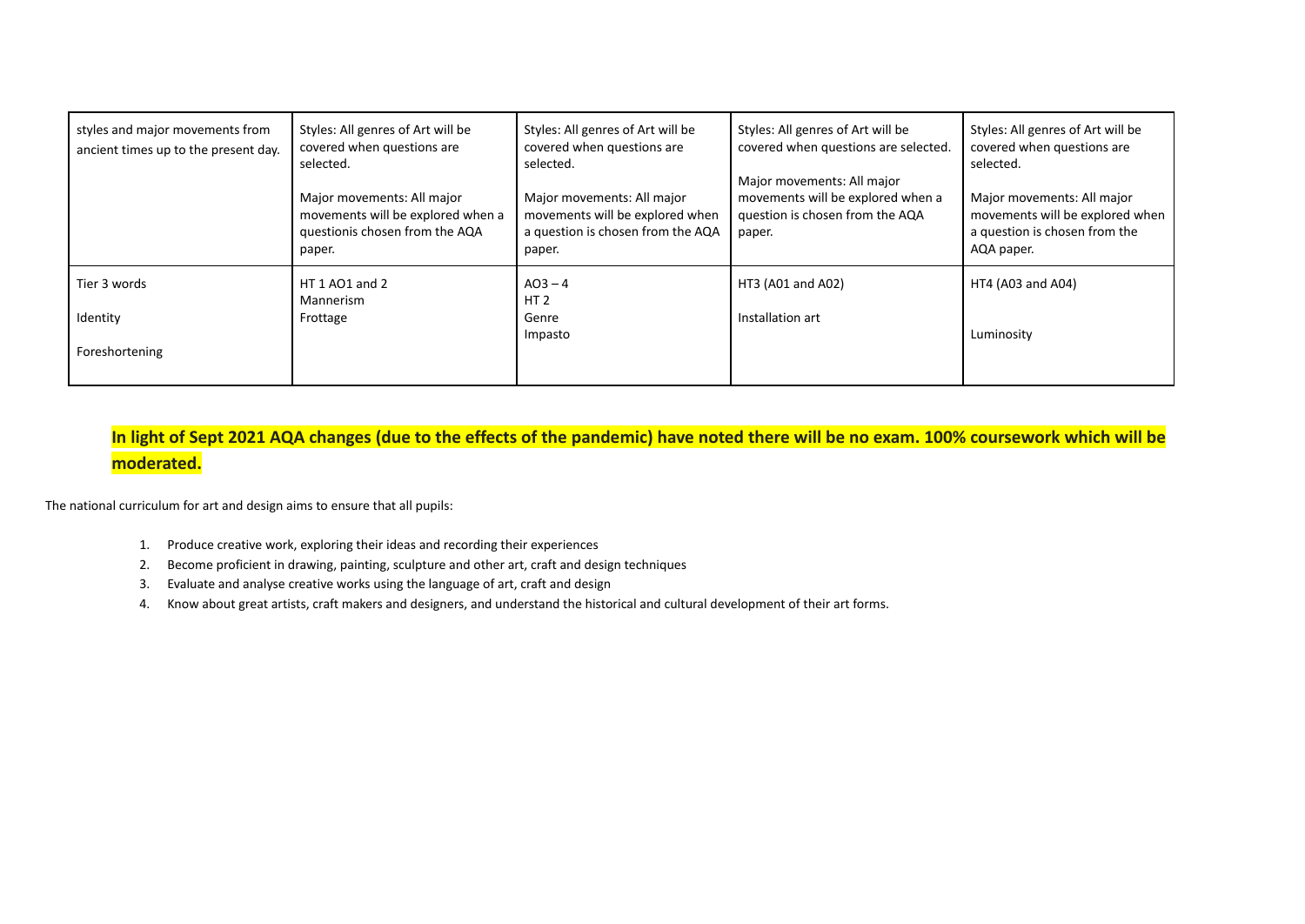| | | | | |
|---|---|---|---|---|
| styles and major movements from ancient times up to the present day. | Styles: All genres of Art will be covered when questions are selected.<br><br>Major movements: All major movements will be explored when a questionis chosen from the AQA paper. | Styles: All genres of Art will be covered when questions are selected.<br><br>Major movements: All major movements will be explored when a question is chosen from the AQA paper. | Styles: All genres of Art will be covered when questions are selected.<br><br>Major movements: All major movements will be explored when a question is chosen from the AQA paper. | Styles: All genres of Art will be covered when questions are selected.<br><br>Major movements: All major movements will be explored when a question is chosen from the AQA paper. |
| Tier 3 words<br><br>Identity<br><br>Foreshortening | HT 1 AO1 and 2<br>Mannerism<br>Frottage | AO3 – 4<br>HT 2<br>Genre<br>Impasto | HT3 (A01 and A02)<br><br>Installation art | HT4 (A03 and A04)<br><br>Luminosity |

**In light of Sept 2021 AQA changes (due to the effects of the pandemic) have noted there will be no exam. 100% coursework which will be moderated.**

The national curriculum for art and design aims to ensure that all pupils:

1. Produce creative work, exploring their ideas and recording their experiences
2. Become proficient in drawing, painting, sculpture and other art, craft and design techniques
3. Evaluate and analyse creative works using the language of art, craft and design
4. Know about great artists, craft makers and designers, and understand the historical and cultural development of their art forms.